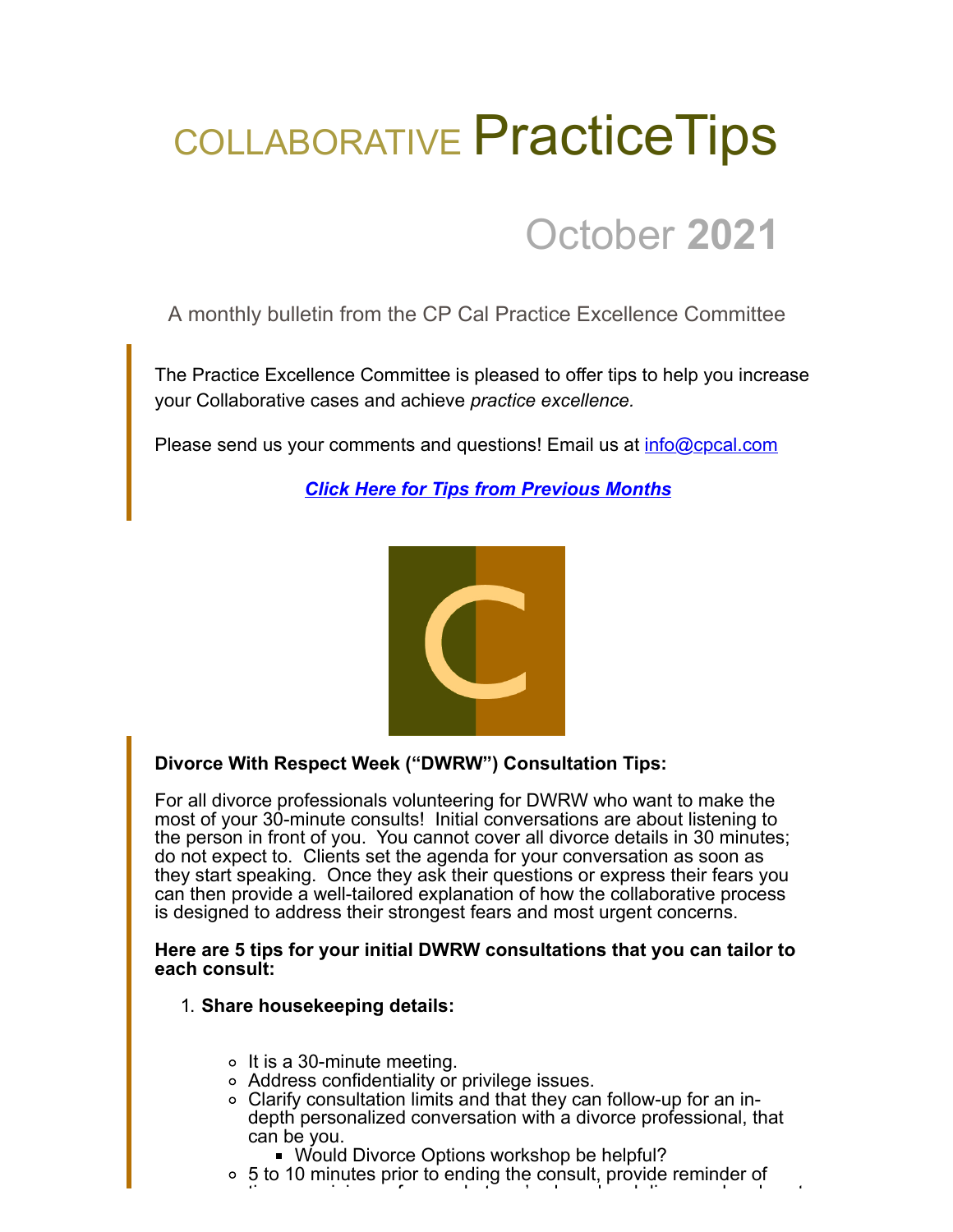# COLLABORATIVE PracticeTips

## October 2021

A monthly bulletin from the CP Cal Practice Excellence Committee

The Practice Excellence Committee is pleased to offer tips to help you increase your Collaborative cases and achieve *practice excellence.*

Please send us your comments and questions! Email us at info@cpcal.com

***Click Here for Tips from Previous Months***

**Divorce With Respect Week ("DWRW") Consultation Tips:**

For all divorce professionals volunteering for DWRW who want to make the most of your 30-minute consults! Initial conversations are about listening to the person in front of you. You cannot cover all divorce details in 30 minutes; do not expect to. Clients set the agenda for your conversation as soon as they start speaking. Once they ask their questions or express their fears you can then provide a well-tailored explanation of how the collaborative process is designed to address their strongest fears and most urgent concerns.

**Here are 5 tips for your initial DWRW consultations that you can tailor to each consult:**

1. **Share housekeeping details:**
   - It is a 30-minute meeting.
   - Address confidentiality or privilege issues.
   - Clarify consultation limits and that they can follow-up for an in-depth personalized conversation with a divorce professional, that can be you.
     - Would Divorce Options workshop be helpful?
   - 5 to 10 minutes prior to ending the consult, provide reminder of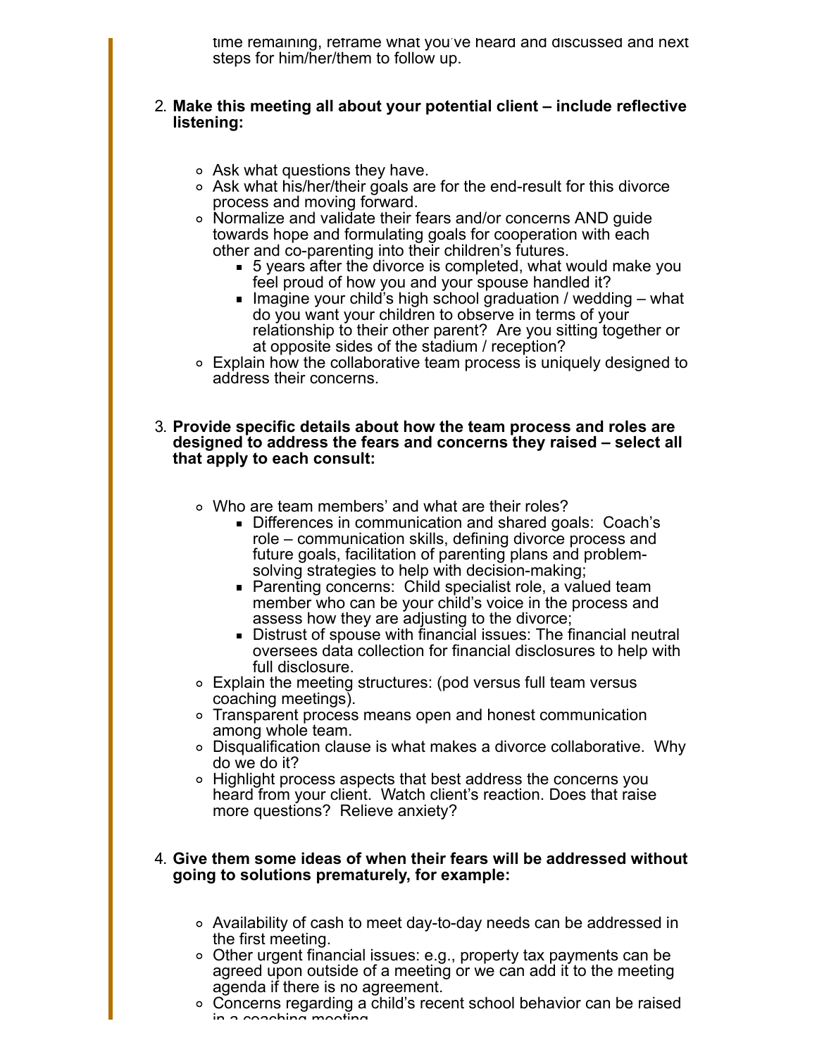time remaining, reframe what you've heard and discussed and next steps for him/her/them to follow up.

2. **Make this meeting all about your potential client – include reflective listening:**

    - Ask what questions they have.
    - Ask what his/her/their goals are for the end-result for this divorce process and moving forward.
    - Normalize and validate their fears and/or concerns AND guide towards hope and formulating goals for cooperation with each other and co-parenting into their children's futures.
        - 5 years after the divorce is completed, what would make you feel proud of how you and your spouse handled it?
        - Imagine your child's high school graduation / wedding – what do you want your children to observe in terms of your relationship to their other parent? Are you sitting together or at opposite sides of the stadium / reception?
    - Explain how the collaborative team process is uniquely designed to address their concerns.

3. **Provide specific details about how the team process and roles are designed to address the fears and concerns they raised – select all that apply to each consult:**

    - Who are team members' and what are their roles?
        - Differences in communication and shared goals: Coach's role – communication skills, defining divorce process and future goals, facilitation of parenting plans and problem-solving strategies to help with decision-making;
        - Parenting concerns: Child specialist role, a valued team member who can be your child's voice in the process and assess how they are adjusting to the divorce;
        - Distrust of spouse with financial issues: The financial neutral oversees data collection for financial disclosures to help with full disclosure.
    - Explain the meeting structures: (pod versus full team versus coaching meetings).
    - Transparent process means open and honest communication among whole team.
    - Disqualification clause is what makes a divorce collaborative. Why do we do it?
    - Highlight process aspects that best address the concerns you heard from your client. Watch client's reaction. Does that raise more questions? Relieve anxiety?

4. **Give them some ideas of when their fears will be addressed without going to solutions prematurely, for example:**

    - Availability of cash to meet day-to-day needs can be addressed in the first meeting.
    - Other urgent financial issues: e.g., property tax payments can be agreed upon outside of a meeting or we can add it to the meeting agenda if there is no agreement.
    - Concerns regarding a child's recent school behavior can be raised in a coaching meeting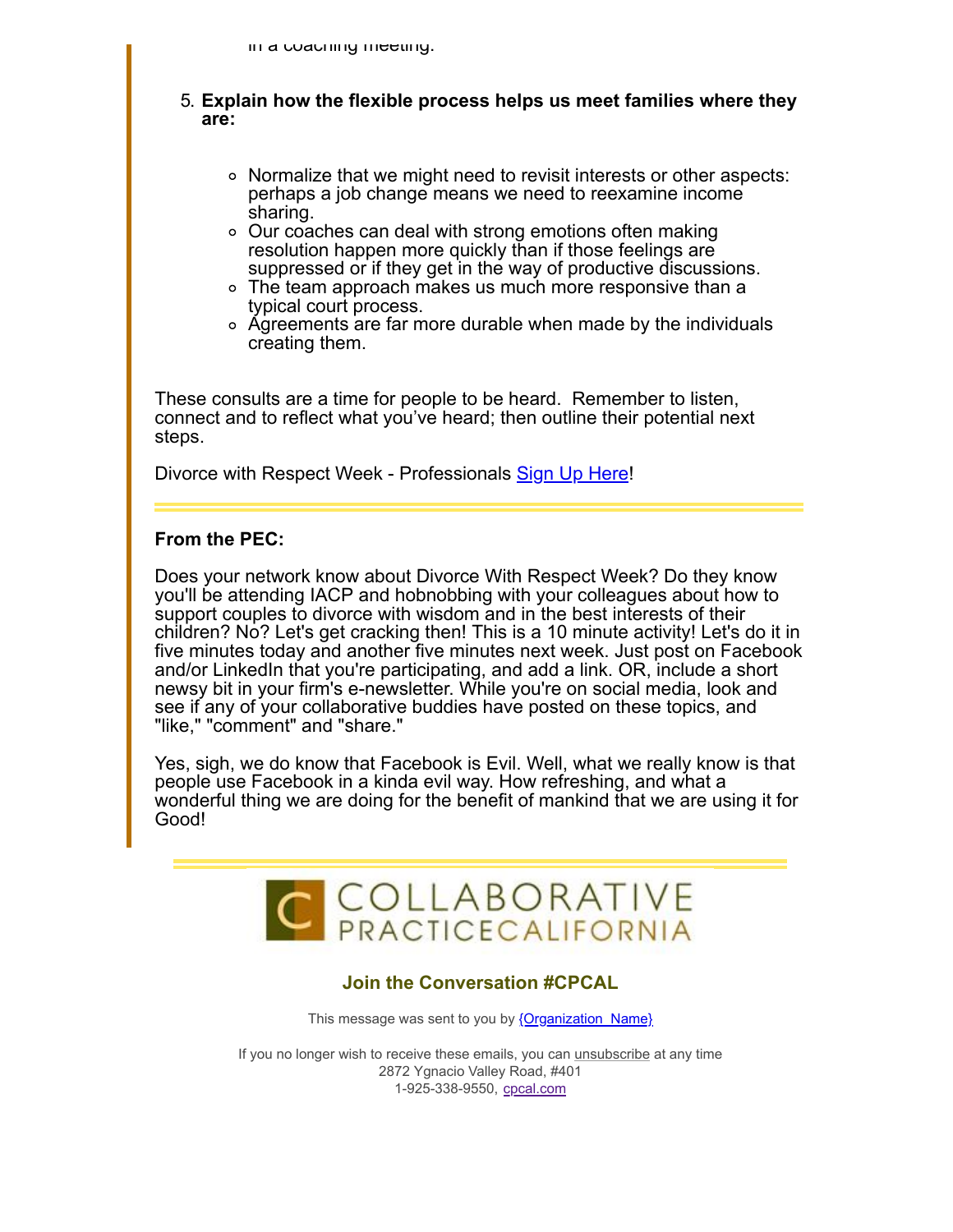in a coaching meeting.

5. **Explain how the flexible process helps us meet families where they are:**

    - Normalize that we might need to revisit interests or other aspects: perhaps a job change means we need to reexamine income sharing.
    - Our coaches can deal with strong emotions often making resolution happen more quickly than if those feelings are suppressed or if they get in the way of productive discussions.
    - The team approach makes us much more responsive than a typical court process.
    - Agreements are far more durable when made by the individuals creating them.

These consults are a time for people to be heard. Remember to listen, connect and to reflect what you've heard; then outline their potential next steps.

Divorce with Respect Week - Professionals [Sign Up Here]!

---

**From the PEC:**

Does your network know about Divorce With Respect Week? Do they know you'll be attending IACP and hobnobbing with your colleagues about how to support couples to divorce with wisdom and in the best interests of their children? No? Let's get cracking then! This is a 10 minute activity! Let's do it in five minutes today and another five minutes next week. Just post on Facebook and/or LinkedIn that you're participating, and add a link. OR, include a short newsy bit in your firm's e-newsletter. While you're on social media, look and see if any of your collaborative buddies have posted on these topics, and "like," "comment" and "share."

Yes, sigh, we do know that Facebook is Evil. Well, what we really know is that people use Facebook in a kinda evil way. How refreshing, and what a wonderful thing we are doing for the benefit of mankind that we are using it for Good!

---

COLLABORATIVE PRACTICECALIFORNIA

**Join the Conversation #CPCAL**

This message was sent to you by {Organization_Name}

If you no longer wish to receive these emails, you can unsubscribe at any time
2872 Ygnacio Valley Road, #401
1-925-338-9550, cpcal.com